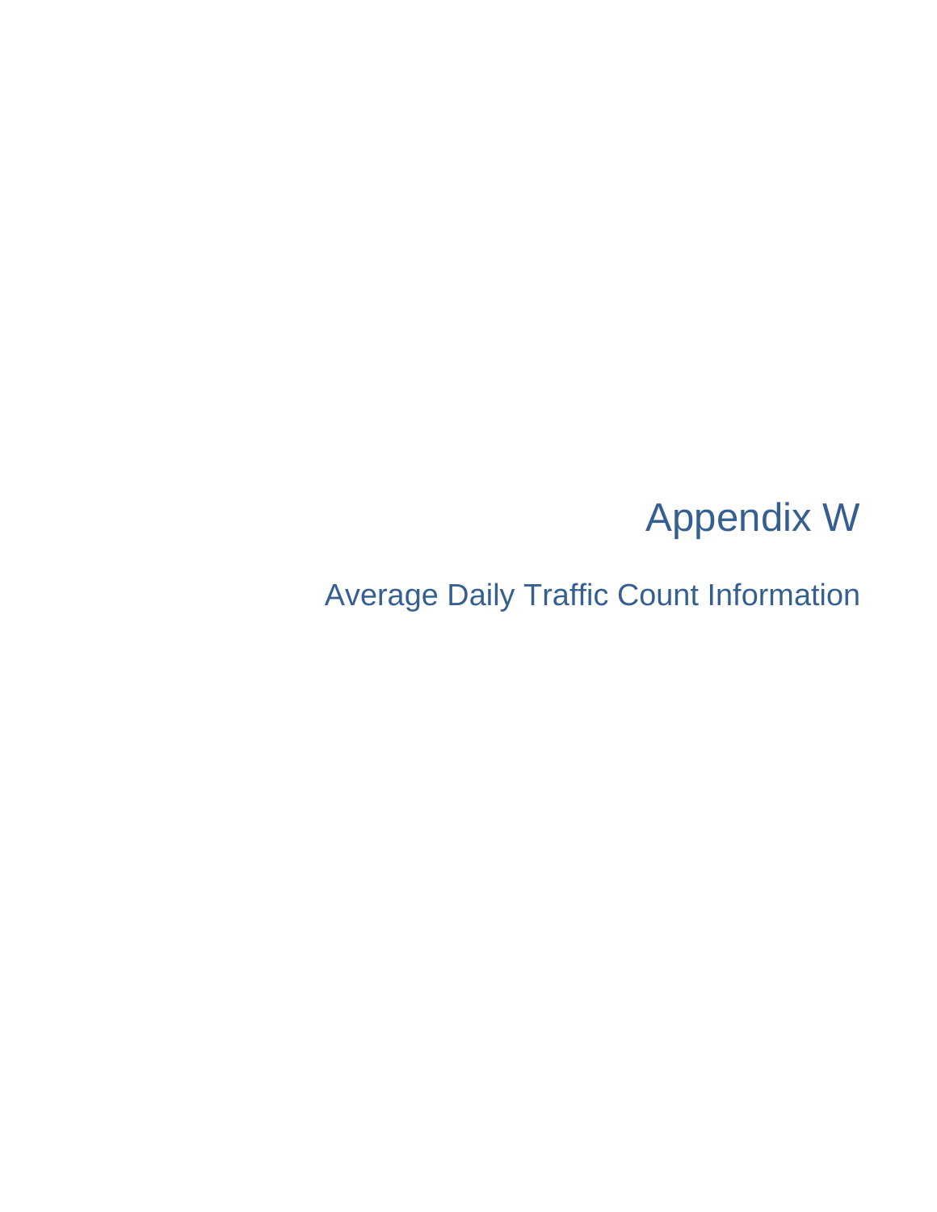# Appendix W

## Average Daily Traffic Count Information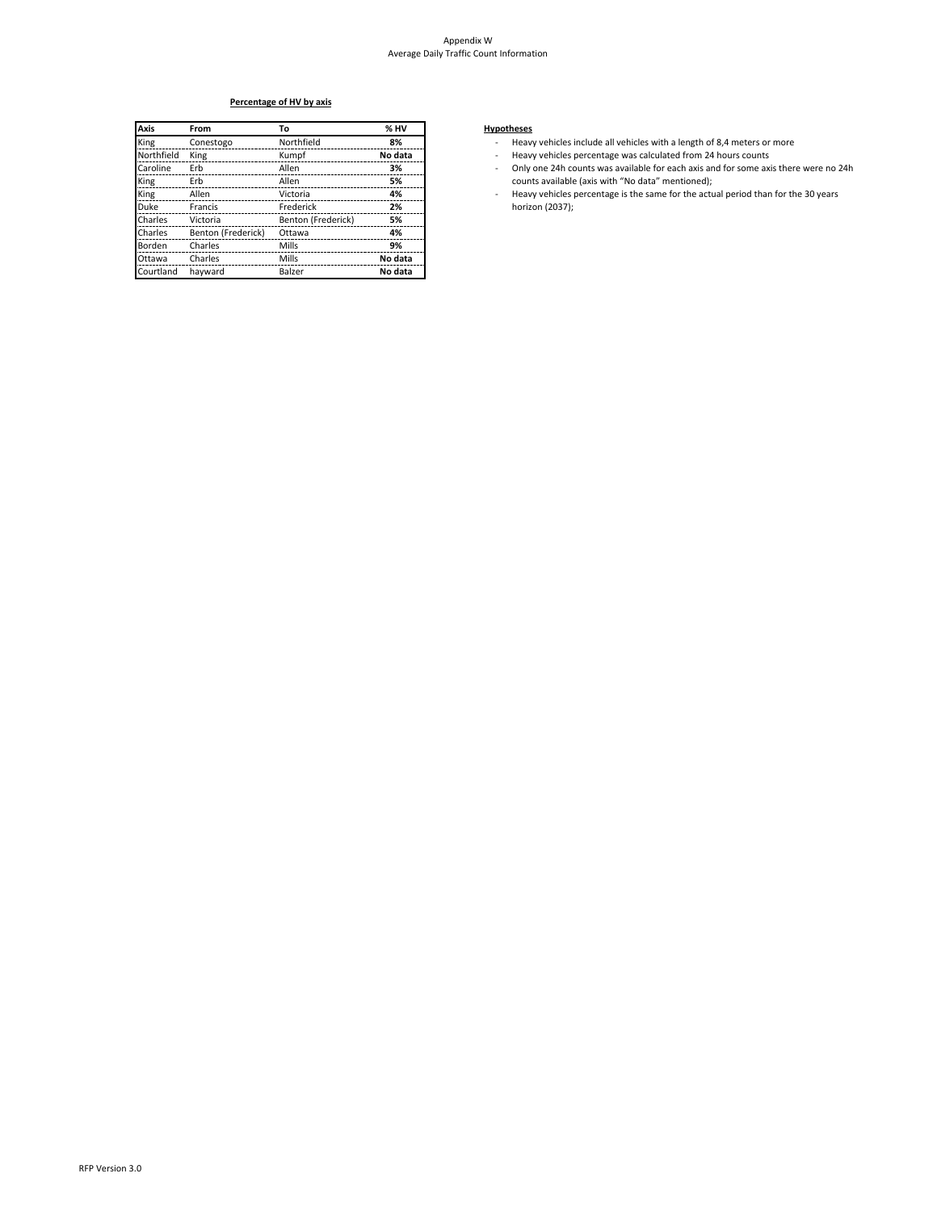Appendix W
Average Daily Traffic Count Information

**Percentage of HV by axis**

| Axis | From | To | % HV |
|---|---|---|---|
| King | Conestogo | Northfield | **8%** |
| Northfield | King | Kumpf | **No data** |
| Caroline | Erb | Allen | **3%** |
| King | Erb | Allen | **5%** |
| King | Allen | Victoria | **4%** |
| Duke | Francis | Frederick | **2%** |
| Charles | Victoria | Benton (Frederick) | **5%** |
| Charles | Benton (Frederick) | Ottawa | **4%** |
| Borden | Charles | Mills | **9%** |
| Ottawa | Charles | Mills | **No data** |
| Courtland | hayward | Balzer | **No data** |

**Hypotheses**

- Heavy vehicles include all vehicles with a length of 8,4 meters or more
- Heavy vehicles percentage was calculated from 24 hours counts
- Only one 24h counts was available for each axis and for some axis there were no 24h counts available (axis with “No data” mentioned);
- Heavy vehicles percentage is the same for the actual period than for the 30 years horizon (2037);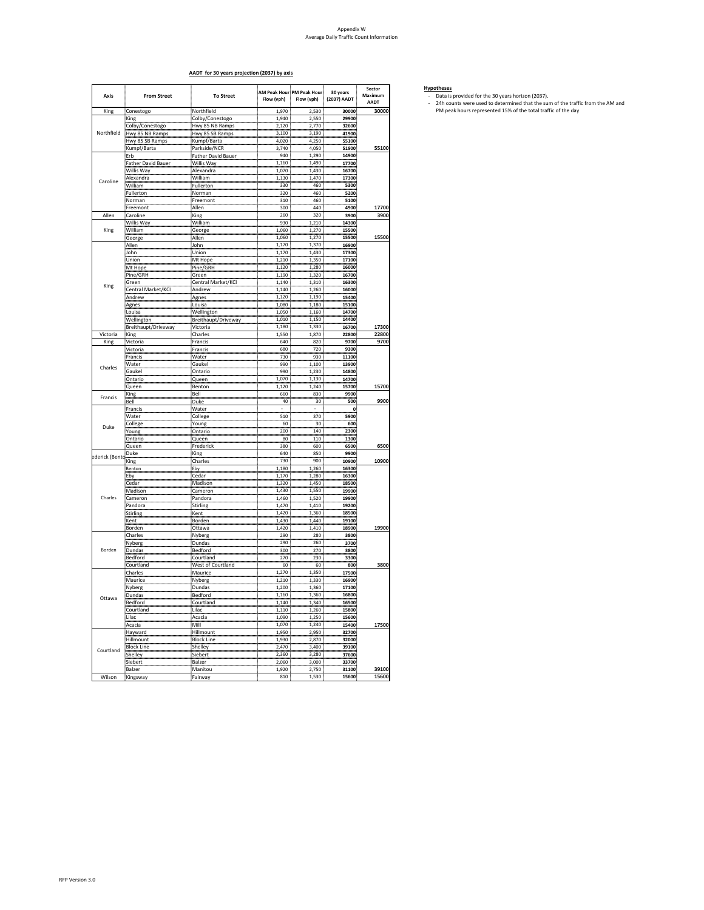Appendix W
Average Daily Traffic Count Information

**AADT for 30 years projection (2037) by axis**

| Axis | From Street | To Street | AM Peak Hour Flow (vph) | PM Peak Hour Flow (vph) | 30 years (2037) AADT | Sector Maximum AADT |
|---|---|---|---|---|---|---|
| King | Conestogo | Northfield | 1,970 | 2,530 | 30000 | 30000 |
| Northfield | King | Colby/Conestogo | 1,940 | 2,550 | 29900 | |
| | Colby/Conestogo | Hwy 85 NB Ramps | 2,120 | 2,770 | 32600 | |
| | Hwy 85 NB Ramps | Hwy 85 SB Ramps | 3,100 | 3,190 | 41900 | |
| | Hwy 85 SB Ramps | Kumpf/Barta | 4,020 | 4,250 | 55100 | |
| | Kumpf/Barta | Parkside/NCR | 3,740 | 4,050 | 51900 | 55100 |
| Caroline | Erb | Father David Bauer | 940 | 1,290 | 14900 | |
| | Father David Bauer | Willis Way | 1,160 | 1,490 | 17700 | |
| | Willis Way | Alexandra | 1,070 | 1,430 | 16700 | |
| | Alexandra | William | 1,130 | 1,470 | 17300 | |
| | William | Fullerton | 330 | 460 | 5300 | |
| | Fullerton | Norman | 320 | 460 | 5200 | |
| | Norman | Freemont | 310 | 460 | 5100 | |
| | Freemont | Allen | 300 | 440 | 4900 | 17700 |
| Allen | Caroline | King | 260 | 320 | 3900 | 3900 |
| King | Willis Way | William | 930 | 1,210 | 14300 | |
| | William | George | 1,060 | 1,270 | 15500 | |
| | George | Allen | 1,060 | 1,270 | 15500 | 15500 |
| King | Allen | John | 1,170 | 1,370 | 16900 | |
| | John | Union | 1,170 | 1,430 | 17300 | |
| | Union | Mt Hope | 1,210 | 1,350 | 17100 | |
| | Mt Hope | Pine/GRH | 1,120 | 1,280 | 16000 | |
| | Pine/GRH | Green | 1,190 | 1,320 | 16700 | |
| | Green | Central Market/KCI | 1,140 | 1,310 | 16300 | |
| | Central Market/KCI | Andrew | 1,140 | 1,260 | 16000 | |
| | Andrew | Agnes | 1,120 | 1,190 | 15400 | |
| | Agnes | Louisa | 1,080 | 1,180 | 15100 | |
| | Louisa | Wellington | 1,050 | 1,160 | 14700 | |
| | Wellington | Breithaupt/Driveway | 1,010 | 1,150 | 14400 | |
| | Breithaupt/Driveway | Victoria | 1,180 | 1,330 | 16700 | 17300 |
| Victoria | King | Charles | 1,550 | 1,870 | 22800 | 22800 |
| King | Victoria | Francis | 640 | 820 | 9700 | 9700 |
| Charles | Victoria | Francis | 680 | 720 | 9300 | |
| | Francis | Water | 730 | 930 | 11100 | |
| | Water | Gaukel | 990 | 1,100 | 13900 | |
| | Gaukel | Ontario | 990 | 1,230 | 14800 | |
| | Ontario | Queen | 1,070 | 1,130 | 14700 | |
| | Queen | Benton | 1,120 | 1,240 | 15700 | 15700 |
| Francis | King | Bell | 660 | 830 | 9900 | |
| | Bell | Duke | 40 | 30 | 500 | 9900 |
| Duke | Francis | Water | - | - | 0 | |
| | Water | College | 510 | 370 | 5900 | |
| | College | Young | 60 | 30 | 600 | |
| | Young | Ontario | 200 | 140 | 2300 | |
| | Ontario | Queen | 80 | 110 | 1300 | |
| | Queen | Frederick | 380 | 600 | 6500 | 6500 |
| ederick (Bento | Duke | King | 640 | 850 | 9900 | |
| | King | Charles | 730 | 900 | 10900 | 10900 |
| Charles | Benton | Eby | 1,180 | 1,260 | 16300 | |
| | Eby | Cedar | 1,170 | 1,280 | 16300 | |
| | Cedar | Madison | 1,320 | 1,450 | 18500 | |
| | Madison | Cameron | 1,430 | 1,550 | 19900 | |
| | Cameron | Pandora | 1,460 | 1,520 | 19900 | |
| | Pandora | Stirling | 1,470 | 1,410 | 19200 | |
| | Stirling | Kent | 1,420 | 1,360 | 18500 | |
| | Kent | Borden | 1,430 | 1,440 | 19100 | |
| | Borden | Ottawa | 1,420 | 1,410 | 18900 | 19900 |
| Borden | Charles | Nyberg | 290 | 280 | 3800 | |
| | Nyberg | Dundas | 290 | 260 | 3700 | |
| | Dundas | Bedford | 300 | 270 | 3800 | |
| | Bedford | Courtland | 270 | 230 | 3300 | |
| | Courtland | West of Courtland | 60 | 60 | 800 | 3800 |
| Ottawa | Charles | Maurice | 1,270 | 1,350 | 17500 | |
| | Maurice | Nyberg | 1,210 | 1,330 | 16900 | |
| | Nyberg | Dundas | 1,200 | 1,360 | 17100 | |
| | Dundas | Bedford | 1,160 | 1,360 | 16800 | |
| | Bedford | Courtland | 1,140 | 1,340 | 16500 | |
| | Courtland | Lilac | 1,110 | 1,260 | 15800 | |
| | Lilac | Acacia | 1,090 | 1,250 | 15600 | |
| | Acacia | Mill | 1,070 | 1,240 | 15400 | 17500 |
| Courtland | Hayward | Hillmount | 1,950 | 2,950 | 32700 | |
| | Hillmount | Block Line | 1,930 | 2,870 | 32000 | |
| | Block Line | Shelley | 2,470 | 3,400 | 39100 | |
| | Shelley | Siebert | 2,360 | 3,280 | 37600 | |
| | Siebert | Balzer | 2,060 | 3,000 | 33700 | |
| | Balzer | Manitou | 1,920 | 2,750 | 31100 | 39100 |
| Wilson | Kingsway | Fairway | 810 | 1,530 | 15600 | 15600 |

**Hypotheses**

- Data is provided for the 30 years horizon (2037).
- 24h counts were used to determined that the sum of the traffic from the AM and PM peak hours represented 15% of the total traffic of the day

RFP Version 3.0